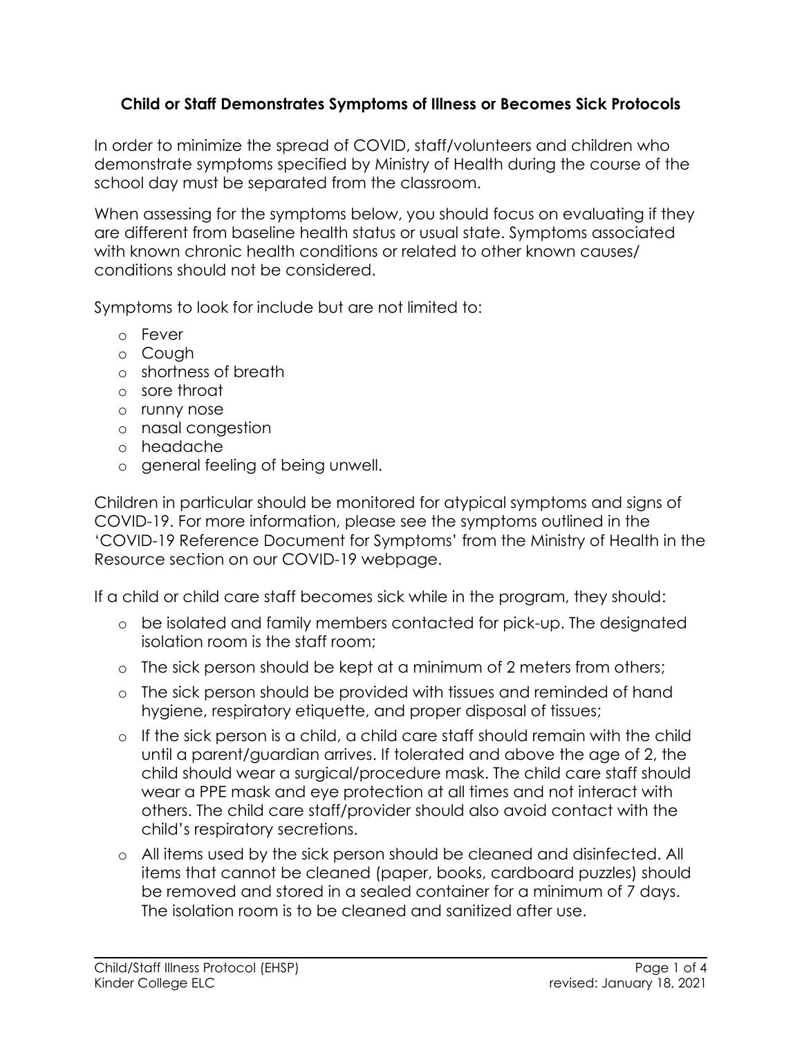## Child or Staff Demonstrates Symptoms of Illness or Becomes Sick Protocols

In order to minimize the spread of COVID, staff/volunteers and children who demonstrate symptoms specified by Ministry of Health during the course of the school day must be separated from the classroom.

When assessing for the symptoms below, you should focus on evaluating if they are different from baseline health status or usual state. Symptoms associated with known chronic health conditions or related to other known causes/ conditions should not be considered.

Symptoms to look for include but are not limited to:

- Fever
- Cough
- shortness of breath
- sore throat
- runny nose
- nasal congestion
- headache
- general feeling of being unwell.

Children in particular should be monitored for atypical symptoms and signs of COVID-19. For more information, please see the symptoms outlined in the 'COVID-19 Reference Document for Symptoms' from the Ministry of Health in the Resource section on our COVID-19 webpage.

If a child or child care staff becomes sick while in the program, they should:

- be isolated and family members contacted for pick-up. The designated isolation room is the staff room;
- The sick person should be kept at a minimum of 2 meters from others;
- The sick person should be provided with tissues and reminded of hand hygiene, respiratory etiquette, and proper disposal of tissues;
- If the sick person is a child, a child care staff should remain with the child until a parent/guardian arrives. If tolerated and above the age of 2, the child should wear a surgical/procedure mask. The child care staff should wear a PPE mask and eye protection at all times and not interact with others. The child care staff/provider should also avoid contact with the child's respiratory secretions.
- All items used by the sick person should be cleaned and disinfected. All items that cannot be cleaned (paper, books, cardboard puzzles) should be removed and stored in a sealed container for a minimum of 7 days. The isolation room is to be cleaned and sanitized after use.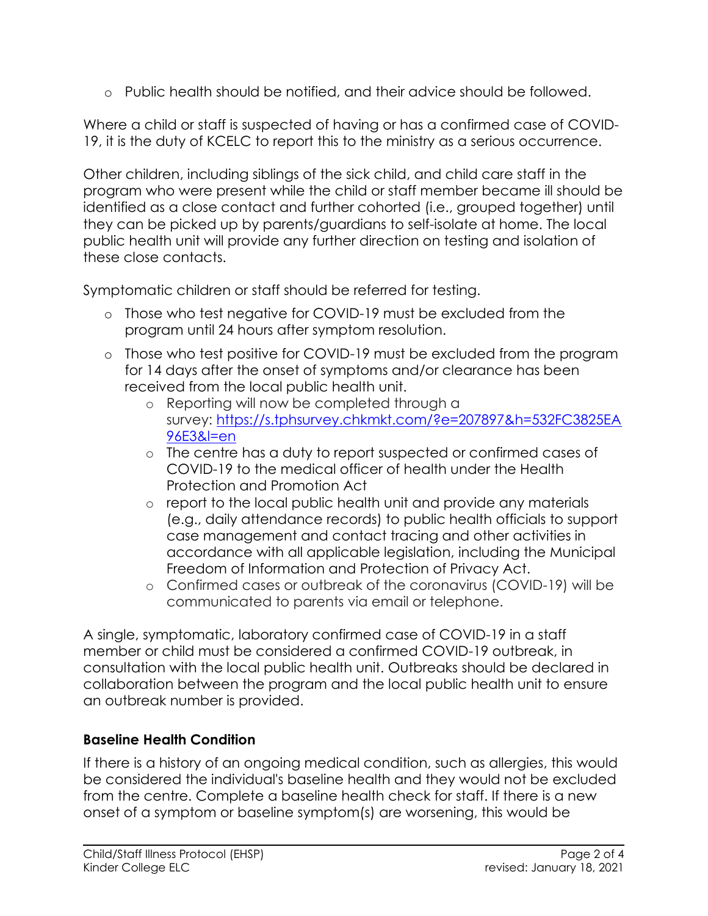- Public health should be notified, and their advice should be followed.

Where a child or staff is suspected of having or has a confirmed case of COVID-19, it is the duty of KCELC to report this to the ministry as a serious occurrence.

Other children, including siblings of the sick child, and child care staff in the program who were present while the child or staff member became ill should be identified as a close contact and further cohorted (i.e., grouped together) until they can be picked up by parents/guardians to self-isolate at home. The local public health unit will provide any further direction on testing and isolation of these close contacts.

Symptomatic children or staff should be referred for testing.

- Those who test negative for COVID-19 must be excluded from the program until 24 hours after symptom resolution.
- Those who test positive for COVID-19 must be excluded from the program for 14 days after the onset of symptoms and/or clearance has been received from the local public health unit.
  - Reporting will now be completed through a survey: [https://s.tphsurvey.chkmkt.com/?e=207897&h=532FC3825EA96E3&l=en](https://s.tphsurvey.chkmkt.com/?e=207897&h=532FC3825EA96E3&l=en)
  - The centre has a duty to report suspected or confirmed cases of COVID-19 to the medical officer of health under the Health Protection and Promotion Act
  - report to the local public health unit and provide any materials (e.g., daily attendance records) to public health officials to support case management and contact tracing and other activities in accordance with all applicable legislation, including the Municipal Freedom of Information and Protection of Privacy Act.
  - Confirmed cases or outbreak of the coronavirus (COVID-19) will be communicated to parents via email or telephone.

A single, symptomatic, laboratory confirmed case of COVID-19 in a staff member or child must be considered a confirmed COVID-19 outbreak, in consultation with the local public health unit. Outbreaks should be declared in collaboration between the program and the local public health unit to ensure an outbreak number is provided.

**Baseline Health Condition**

If there is a history of an ongoing medical condition, such as allergies, this would be considered the individual's baseline health and they would not be excluded from the centre. Complete a baseline health check for staff. If there is a new onset of a symptom or baseline symptom(s) are worsening, this would be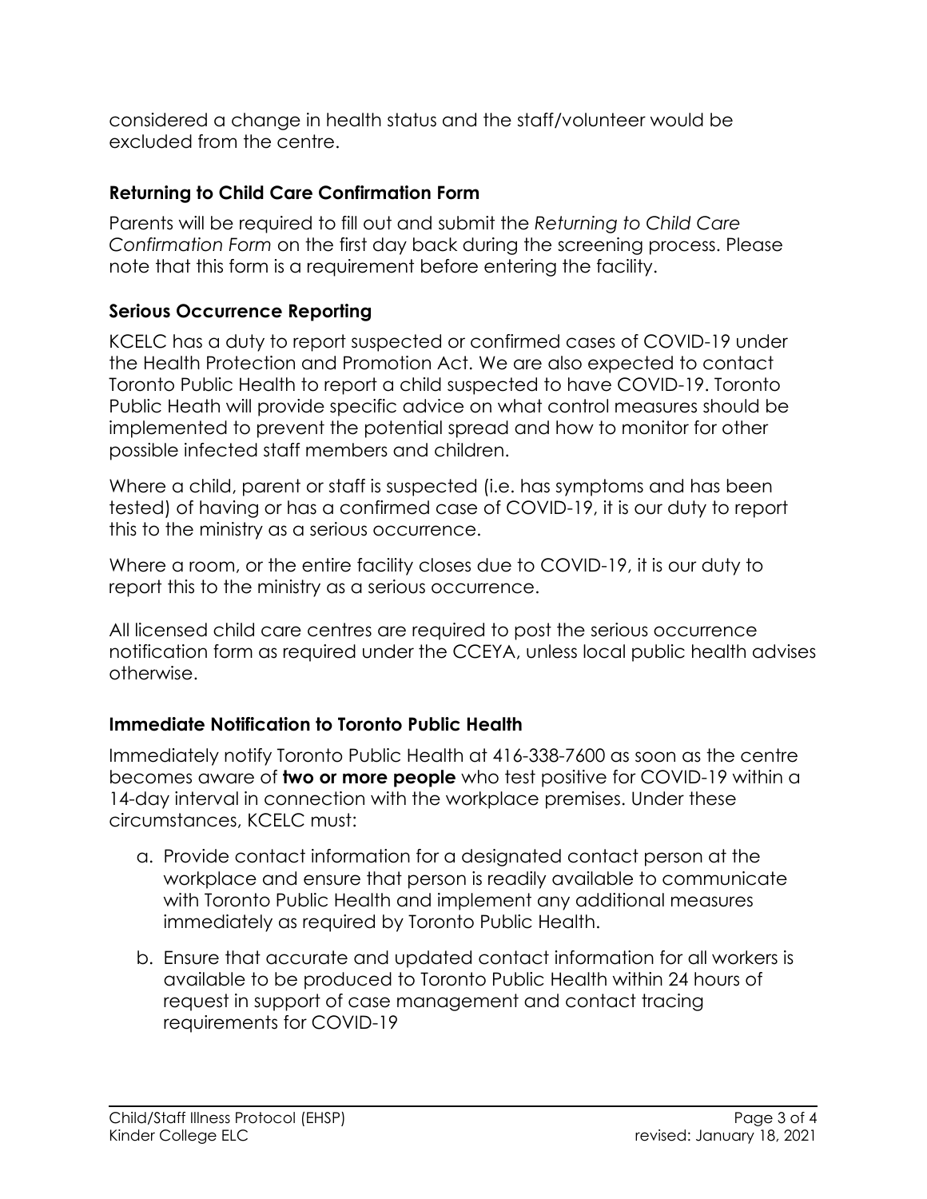considered a change in health status and the staff/volunteer would be excluded from the centre.

### Returning to Child Care Confirmation Form

Parents will be required to fill out and submit the *Returning to Child Care Confirmation Form* on the first day back during the screening process. Please note that this form is a requirement before entering the facility.

### Serious Occurrence Reporting

KCELC has a duty to report suspected or confirmed cases of COVID-19 under the Health Protection and Promotion Act. We are also expected to contact Toronto Public Health to report a child suspected to have COVID-19. Toronto Public Heath will provide specific advice on what control measures should be implemented to prevent the potential spread and how to monitor for other possible infected staff members and children.

Where a child, parent or staff is suspected (i.e. has symptoms and has been tested) of having or has a confirmed case of COVID-19, it is our duty to report this to the ministry as a serious occurrence.

Where a room, or the entire facility closes due to COVID-19, it is our duty to report this to the ministry as a serious occurrence.

All licensed child care centres are required to post the serious occurrence notification form as required under the CCEYA, unless local public health advises otherwise.

### Immediate Notification to Toronto Public Health

Immediately notify Toronto Public Health at 416-338-7600 as soon as the centre becomes aware of **two or more people** who test positive for COVID-19 within a 14-day interval in connection with the workplace premises. Under these circumstances, KCELC must:

a. Provide contact information for a designated contact person at the workplace and ensure that person is readily available to communicate with Toronto Public Health and implement any additional measures immediately as required by Toronto Public Health.

b. Ensure that accurate and updated contact information for all workers is available to be produced to Toronto Public Health within 24 hours of request in support of case management and contact tracing requirements for COVID-19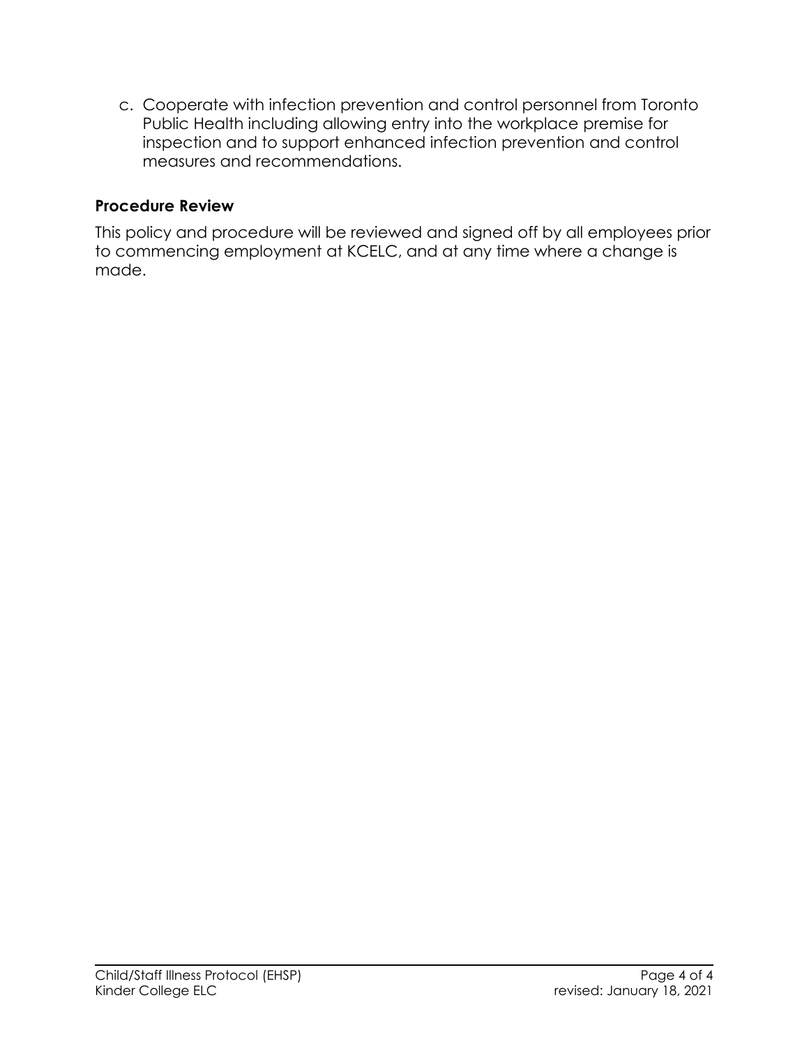c. Cooperate with infection prevention and control personnel from Toronto Public Health including allowing entry into the workplace premise for inspection and to support enhanced infection prevention and control measures and recommendations.

**Procedure Review**

This policy and procedure will be reviewed and signed off by all employees prior to commencing employment at KCELC, and at any time where a change is made.